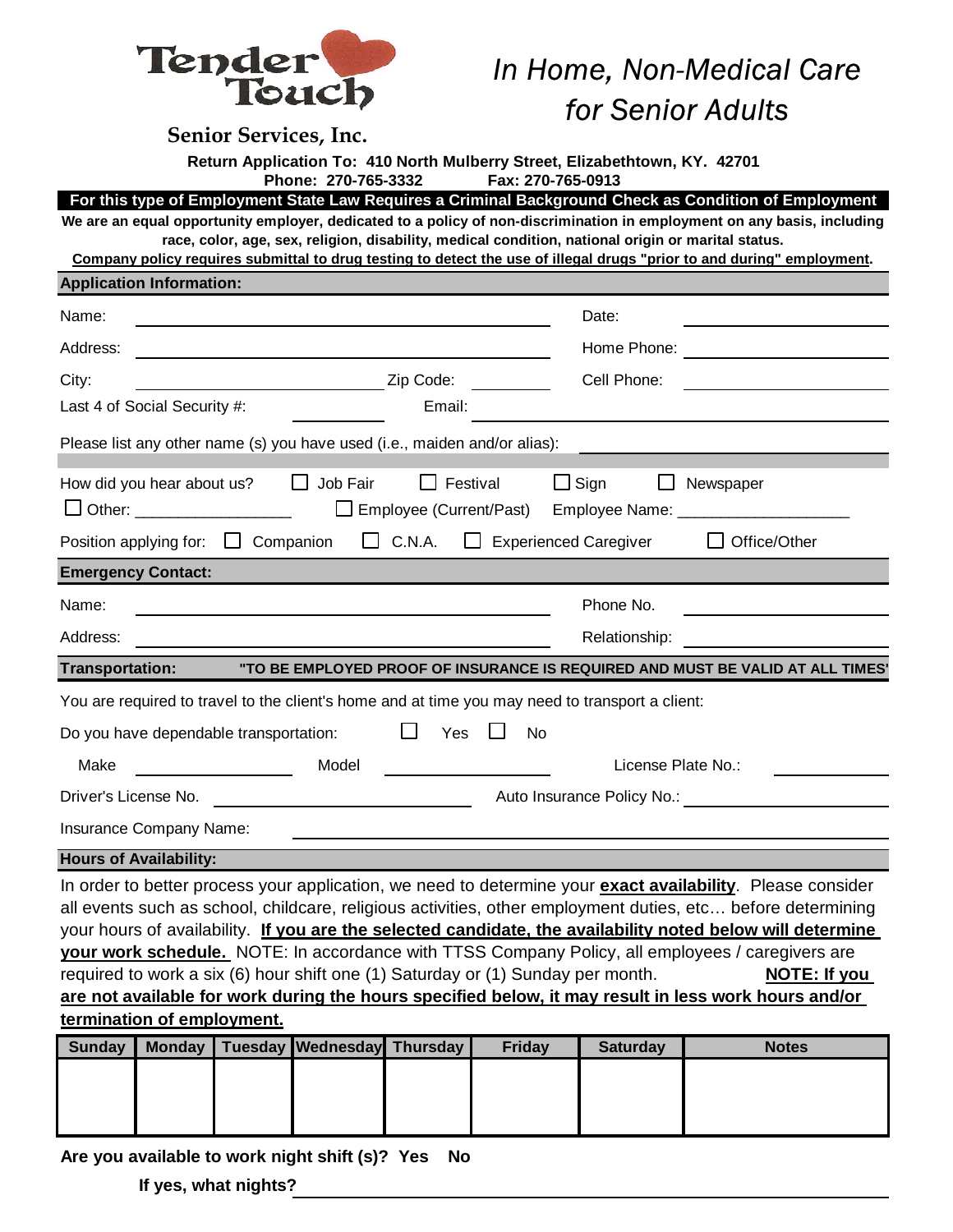**Tender Touch**

**Senior Services, Inc.**

*In Home, Non-Medical Care for Senior Adults*

**Return Application To: 410 North Mulberry Street, Elizabethtown, KY. 42701**
**Phone: 270-765-3332 Fax: 270-765-0913**

**For this type of Employment State Law Requires a Criminal Background Check as Condition of Employment**

**We are an equal opportunity employer, dedicated to a policy of non-discrimination in employment on any basis, including race, color, age, sex, religion, disability, medical condition, national origin or marital status.**

**Company policy requires submittal to drug testing to detect the use of illegal drugs "prior to and during" employment.**

## Application Information:

Name: ____________________ Date: ____________________

Address: ____________________ Home Phone: ____________________

City: ____________________ Zip Code: __________ Cell Phone: ____________________

Last 4 of Social Security #: __________ Email: ____________________

Please list any other name (s) you have used (i.e., maiden and/or alias): ____________________

How did you hear about us? ☐ Job Fair ☐ Festival ☐ Sign ☐ Newspaper

☐ Other: ___________________ ☐ Employee (Current/Past) Employee Name: ___________________

Position applying for: ☐ Companion ☐ C.N.A. ☐ Experienced Caregiver ☐ Office/Other

## Emergency Contact:

Name: ____________________ Phone No. ____________________

Address: ____________________ Relationship: ____________________

## Transportation: "TO BE EMPLOYED PROOF OF INSURANCE IS REQUIRED AND MUST BE VALID AT ALL TIMES"

You are required to travel to the client's home and at time you may need to transport a client:

Do you have dependable transportation: ☐ Yes ☐ No

Make __________ Model __________ License Plate No.: __________

Driver's License No. ____________________ Auto Insurance Policy No.: ____________________

Insurance Company Name: ____________________

## Hours of Availability:

In order to better process your application, we need to determine your **exact availability**. Please consider all events such as school, childcare, religious activities, other employment duties, etc… before determining your hours of availability. **If you are the selected candidate, the availability noted below will determine your work schedule.** NOTE: In accordance with TTSS Company Policy, all employees / caregivers are required to work a six (6) hour shift one (1) Saturday or (1) Sunday per month. **NOTE: If you are not available for work during the hours specified below, it may result in less work hours and/or termination of employment.**

| Sunday | Monday | Tuesday | Wednesday | Thursday | Friday | Saturday | Notes |
|---|---|---|---|---|---|---|---|
| | | | | | | | |

**Are you available to work night shift (s)? Yes No**

**If yes, what nights?** ____________________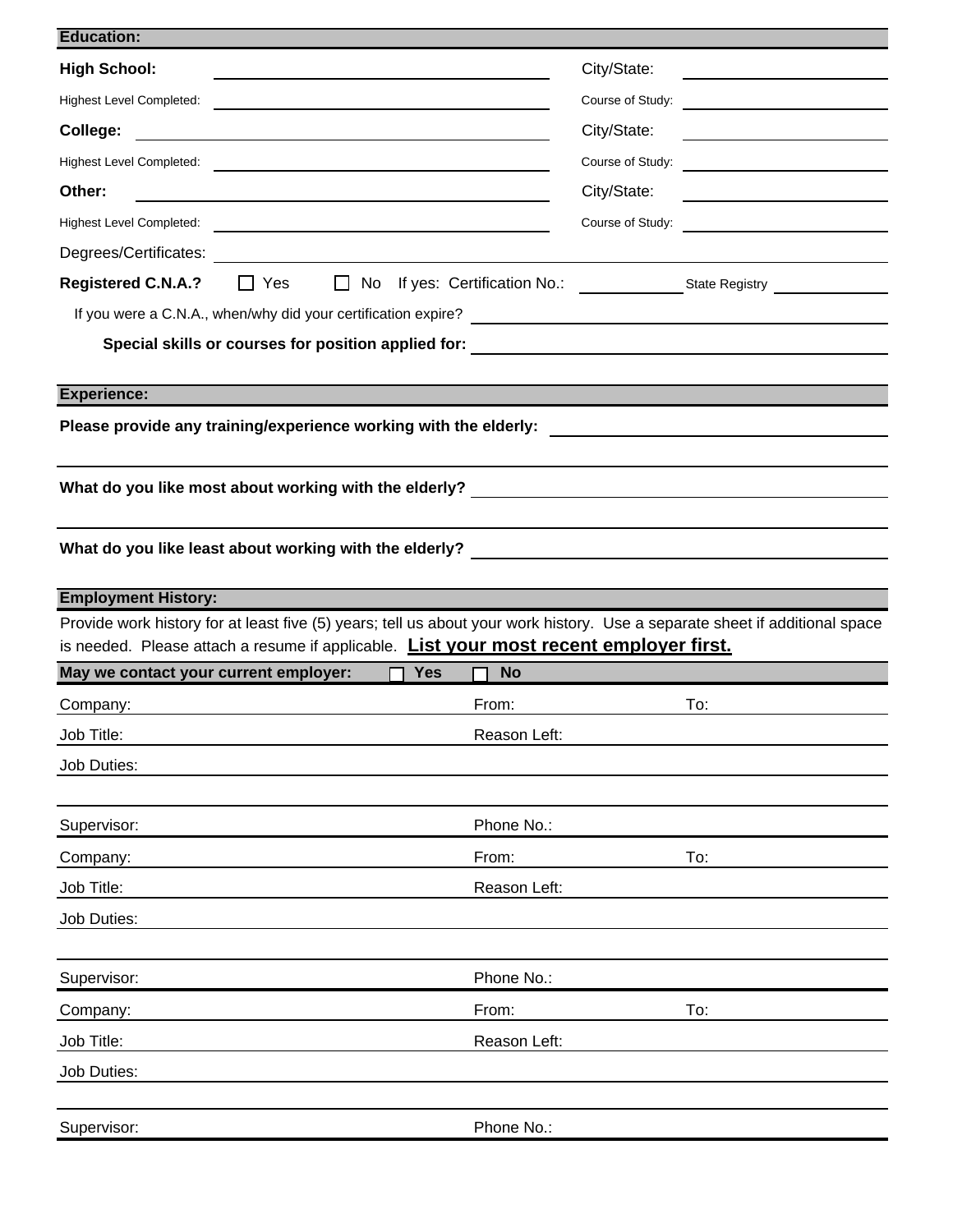## Education:

**High School:** ______________________ City/State: ______________

Highest Level Completed: ______________________ Course of Study: ______________

**College:** ______________________ City/State: ______________

Highest Level Completed: ______________________ Course of Study: ______________

**Other:** ______________________ City/State: ______________

Highest Level Completed: ______________________ Course of Study: ______________

Degrees/Certificates: ______________________

**Registered C.N.A.?** ☐ Yes ☐ No If yes: Certification No.: __________ State Registry __________

If you were a C.N.A., when/why did your certification expire? ______________________

**Special skills or courses for position applied for:** ______________________

## Experience:

**Please provide any training/experience working with the elderly:** ______________________

**What do you like most about working with the elderly?** ______________________

**What do you like least about working with the elderly?** ______________________

## Employment History:

Provide work history for at least five (5) years; tell us about your work history. Use a separate sheet if additional space is needed. Please attach a resume if applicable. **List your most recent employer first.**

**May we contact your current employer:** ☐ **Yes** ☐ **No**

Company: ______________ From: ______________ To: ______________

Job Title: ______________ Reason Left: ______________

Job Duties: ______________________

Supervisor: ______________ Phone No.: ______________

Company: ______________ From: ______________ To: ______________

Job Title: ______________ Reason Left: ______________

Job Duties: ______________________

Supervisor: ______________ Phone No.: ______________

Company: ______________ From: ______________ To: ______________

Job Title: ______________ Reason Left: ______________

Job Duties: ______________________

Supervisor: ______________ Phone No.: ______________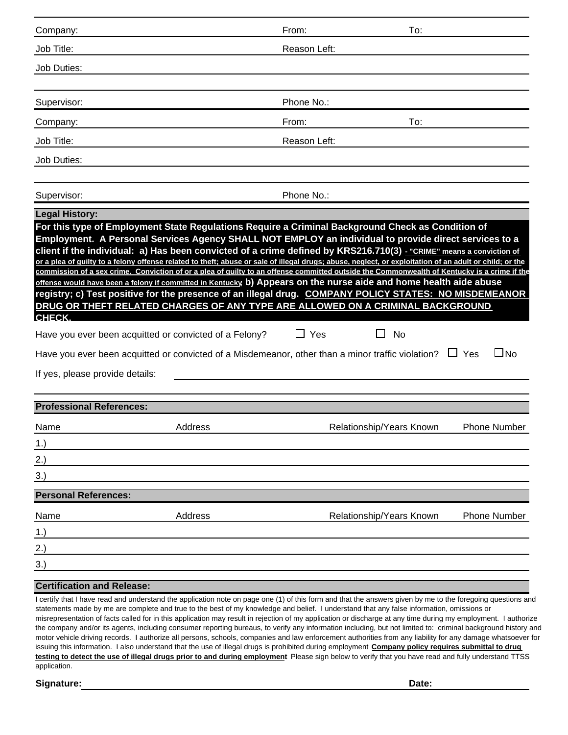Company: From: To:

Job Title: Reason Left:

Job Duties:

Supervisor: Phone No.:

Company: From: To:

Job Title: Reason Left:

Job Duties:

Supervisor: Phone No.:

## Legal History:

**For this type of Employment State Regulations Require a Criminal Background Check as Condition of Employment. A Personal Services Agency SHALL NOT EMPLOY an individual to provide direct services to a client if the individual: a) Has been convicted of a crime defined by KRS216.710(3)** - "CRIME" means a conviction of or a plea of guilty to a felony offense related to theft; abuse or sale of illegal drugs; abuse, neglect, or exploitation of an adult or child; or the commission of a sex crime. Conviction of or a plea of guilty to an offense committed outside the Commonwealth of Kentucky is a crime if the offense would have been a felony if committed in Kentucky **b) Appears on the nurse aide and home health aide abuse registry; c) Test positive for the presence of an illegal drug. COMPANY POLICY STATES: NO MISDEMEANOR DRUG OR THEFT RELATED CHARGES OF ANY TYPE ARE ALLOWED ON A CRIMINAL BACKGROUND CHECK.**

Have you ever been acquitted or convicted of a Felony? ☐ Yes ☐ No

Have you ever been acquitted or convicted of a Misdemeanor, other than a minor traffic violation? ☐ Yes ☐ No

If yes, please provide details:

## Professional References:

| Name | Address | Relationship/Years Known | Phone Number |
|---|---|---|---|
| 1.) | | | |
| 2.) | | | |
| 3.) | | | |

## Personal References:

| Name | Address | Relationship/Years Known | Phone Number |
|---|---|---|---|
| 1.) | | | |
| 2.) | | | |
| 3.) | | | |

## Certification and Release:

I certify that I have read and understand the application note on page one (1) of this form and that the answers given by me to the foregoing questions and statements made by me are complete and true to the best of my knowledge and belief. I understand that any false information, omissions or misrepresentation of facts called for in this application may result in rejection of my application or discharge at any time during my employment. I authorize the company and/or its agents, including consumer reporting bureaus, to verify any information including, but not limited to: criminal background history and motor vehicle driving records. I authorize all persons, schools, companies and law enforcement authorities from any liability for any damage whatsoever for issuing this information. I also understand that the use of illegal drugs is prohibited during employment **Company policy requires submittal to drug testing to detect the use of illegal drugs prior to and during employment** Please sign below to verify that you have read and fully understand TTSS application.

**Signature:** **Date:**